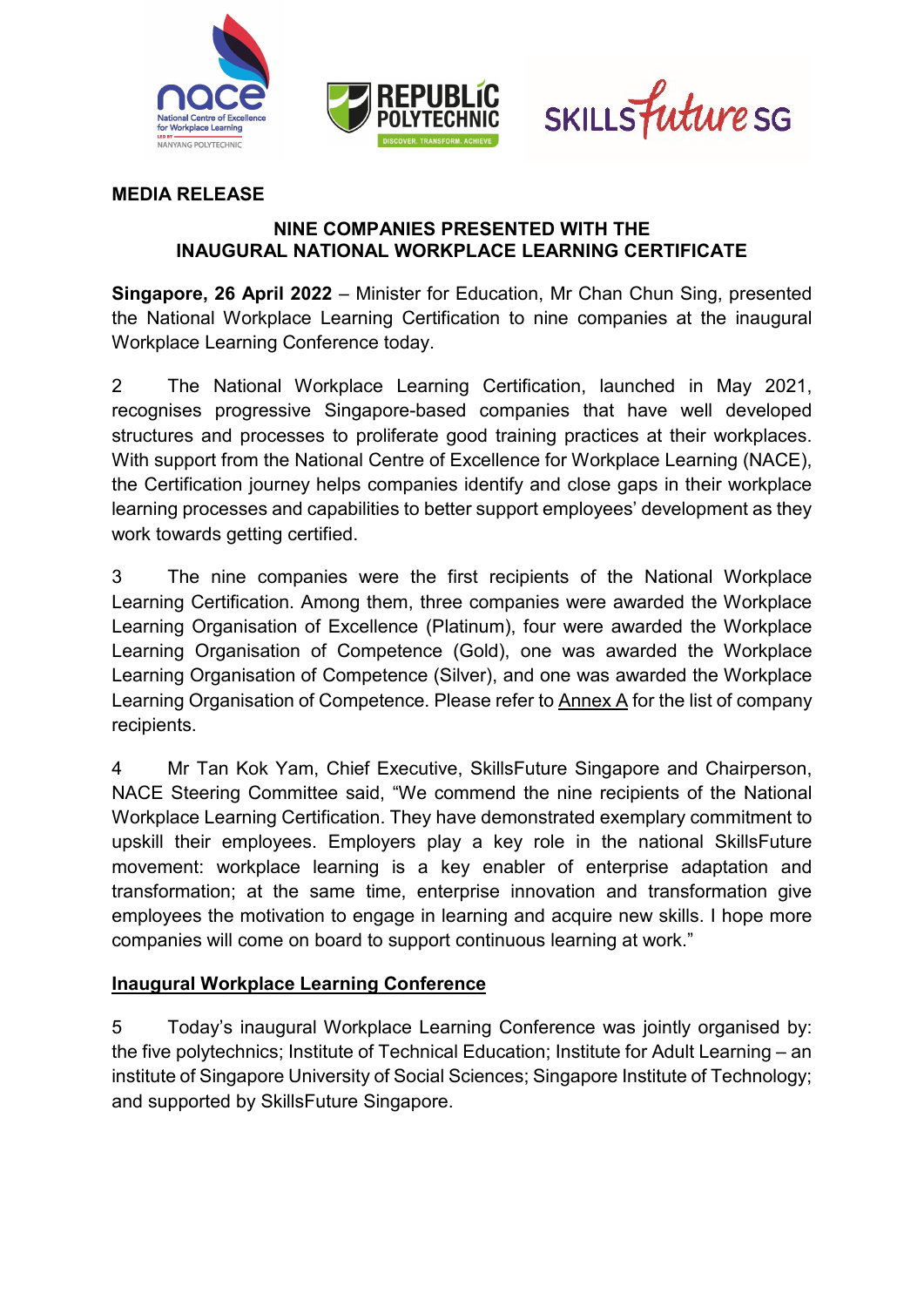**MEDIA RELEASE**

**NINE COMPANIES PRESENTED WITH THE INAUGURAL NATIONAL WORKPLACE LEARNING CERTIFICATE**

**Singapore, 26 April 2022** – Minister for Education, Mr Chan Chun Sing, presented the National Workplace Learning Certification to nine companies at the inaugural Workplace Learning Conference today.

2 The National Workplace Learning Certification, launched in May 2021, recognises progressive Singapore-based companies that have well developed structures and processes to proliferate good training practices at their workplaces. With support from the National Centre of Excellence for Workplace Learning (NACE), the Certification journey helps companies identify and close gaps in their workplace learning processes and capabilities to better support employees' development as they work towards getting certified.

3 The nine companies were the first recipients of the National Workplace Learning Certification. Among them, three companies were awarded the Workplace Learning Organisation of Excellence (Platinum), four were awarded the Workplace Learning Organisation of Competence (Gold), one was awarded the Workplace Learning Organisation of Competence (Silver), and one was awarded the Workplace Learning Organisation of Competence. Please refer to Annex A for the list of company recipients.

4 Mr Tan Kok Yam, Chief Executive, SkillsFuture Singapore and Chairperson, NACE Steering Committee said, "We commend the nine recipients of the National Workplace Learning Certification. They have demonstrated exemplary commitment to upskill their employees. Employers play a key role in the national SkillsFuture movement: workplace learning is a key enabler of enterprise adaptation and transformation; at the same time, enterprise innovation and transformation give employees the motivation to engage in learning and acquire new skills. I hope more companies will come on board to support continuous learning at work."

## Inaugural Workplace Learning Conference

5 Today's inaugural Workplace Learning Conference was jointly organised by: the five polytechnics; Institute of Technical Education; Institute for Adult Learning – an institute of Singapore University of Social Sciences; Singapore Institute of Technology; and supported by SkillsFuture Singapore.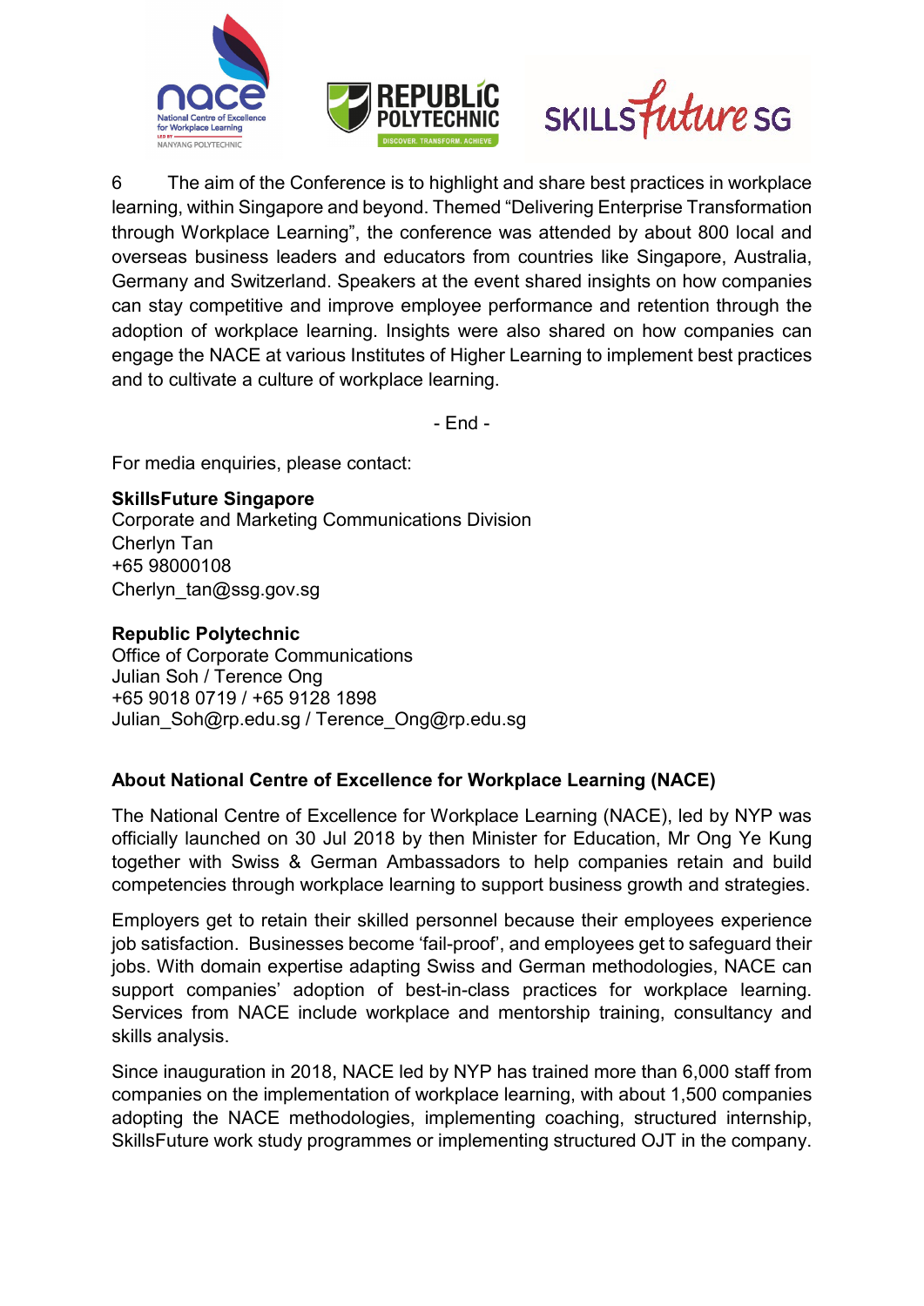6 The aim of the Conference is to highlight and share best practices in workplace learning, within Singapore and beyond. Themed "Delivering Enterprise Transformation through Workplace Learning", the conference was attended by about 800 local and overseas business leaders and educators from countries like Singapore, Australia, Germany and Switzerland. Speakers at the event shared insights on how companies can stay competitive and improve employee performance and retention through the adoption of workplace learning. Insights were also shared on how companies can engage the NACE at various Institutes of Higher Learning to implement best practices and to cultivate a culture of workplace learning.

\- End -

For media enquiries, please contact:

**SkillsFuture Singapore**
Corporate and Marketing Communications Division
Cherlyn Tan
+65 98000108
Cherlyn_tan@ssg.gov.sg

**Republic Polytechnic**
Office of Corporate Communications
Julian Soh / Terence Ong
+65 9018 0719 / +65 9128 1898
Julian_Soh@rp.edu.sg / Terence_Ong@rp.edu.sg

**About National Centre of Excellence for Workplace Learning (NACE)**

The National Centre of Excellence for Workplace Learning (NACE), led by NYP was officially launched on 30 Jul 2018 by then Minister for Education, Mr Ong Ye Kung together with Swiss & German Ambassadors to help companies retain and build competencies through workplace learning to support business growth and strategies.

Employers get to retain their skilled personnel because their employees experience job satisfaction. Businesses become 'fail-proof', and employees get to safeguard their jobs. With domain expertise adapting Swiss and German methodologies, NACE can support companies' adoption of best-in-class practices for workplace learning. Services from NACE include workplace and mentorship training, consultancy and skills analysis.

Since inauguration in 2018, NACE led by NYP has trained more than 6,000 staff from companies on the implementation of workplace learning, with about 1,500 companies adopting the NACE methodologies, implementing coaching, structured internship, SkillsFuture work study programmes or implementing structured OJT in the company.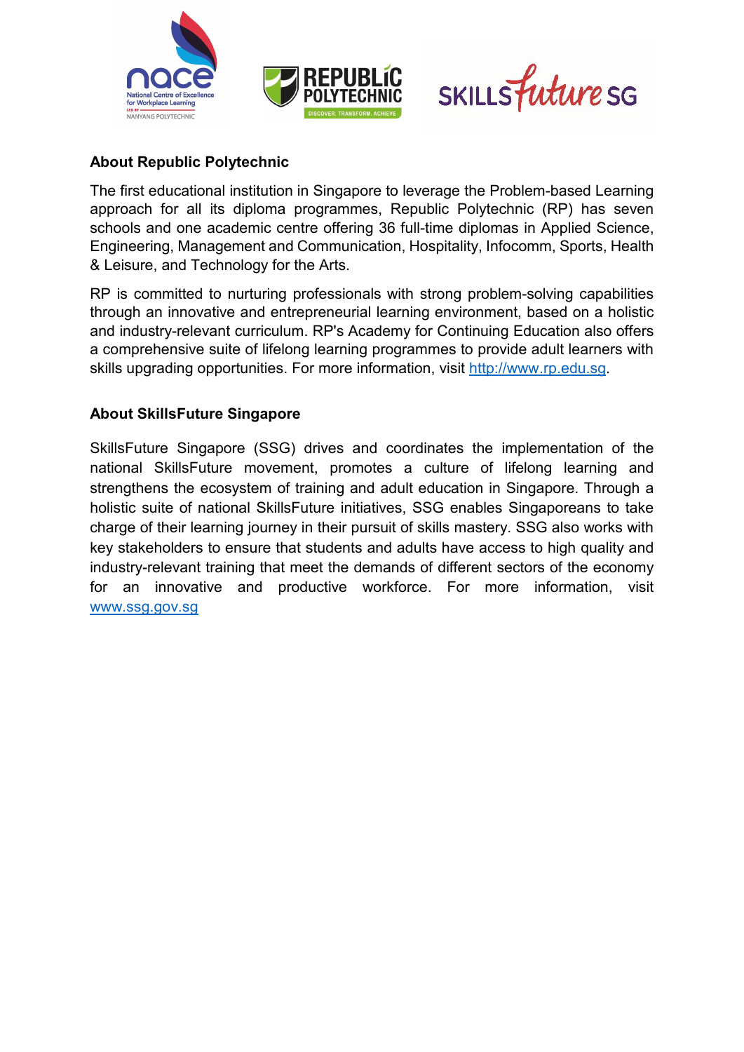## About Republic Polytechnic

The first educational institution in Singapore to leverage the Problem-based Learning approach for all its diploma programmes, Republic Polytechnic (RP) has seven schools and one academic centre offering 36 full-time diplomas in Applied Science, Engineering, Management and Communication, Hospitality, Infocomm, Sports, Health & Leisure, and Technology for the Arts.

RP is committed to nurturing professionals with strong problem-solving capabilities through an innovative and entrepreneurial learning environment, based on a holistic and industry-relevant curriculum. RP's Academy for Continuing Education also offers a comprehensive suite of lifelong learning programmes to provide adult learners with skills upgrading opportunities. For more information, visit http://www.rp.edu.sg.

## About SkillsFuture Singapore

SkillsFuture Singapore (SSG) drives and coordinates the implementation of the national SkillsFuture movement, promotes a culture of lifelong learning and strengthens the ecosystem of training and adult education in Singapore. Through a holistic suite of national SkillsFuture initiatives, SSG enables Singaporeans to take charge of their learning journey in their pursuit of skills mastery. SSG also works with key stakeholders to ensure that students and adults have access to high quality and industry-relevant training that meet the demands of different sectors of the economy for an innovative and productive workforce. For more information, visit www.ssg.gov.sg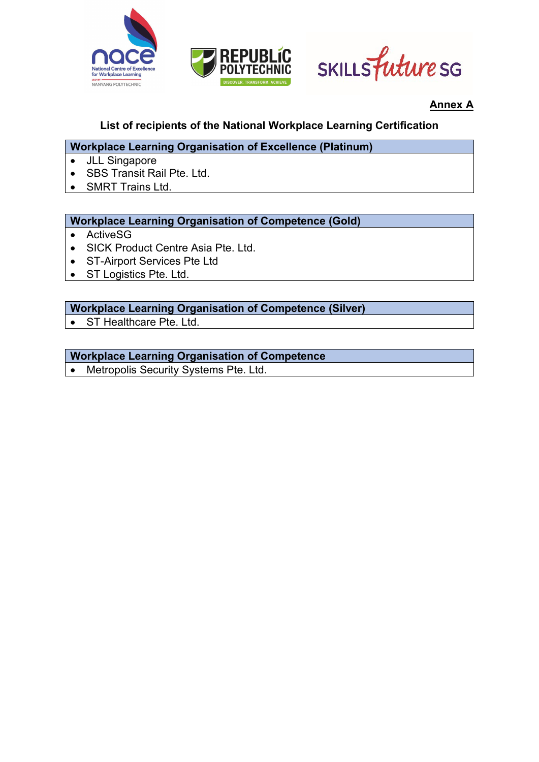**Annex A**

## List of recipients of the National Workplace Learning Certification

### Workplace Learning Organisation of Excellence (Platinum)

- JLL Singapore
- SBS Transit Rail Pte. Ltd.
- SMRT Trains Ltd.

### Workplace Learning Organisation of Competence (Gold)

- ActiveSG
- SICK Product Centre Asia Pte. Ltd.
- ST-Airport Services Pte Ltd
- ST Logistics Pte. Ltd.

### Workplace Learning Organisation of Competence (Silver)

- ST Healthcare Pte. Ltd.

### Workplace Learning Organisation of Competence

- Metropolis Security Systems Pte. Ltd.